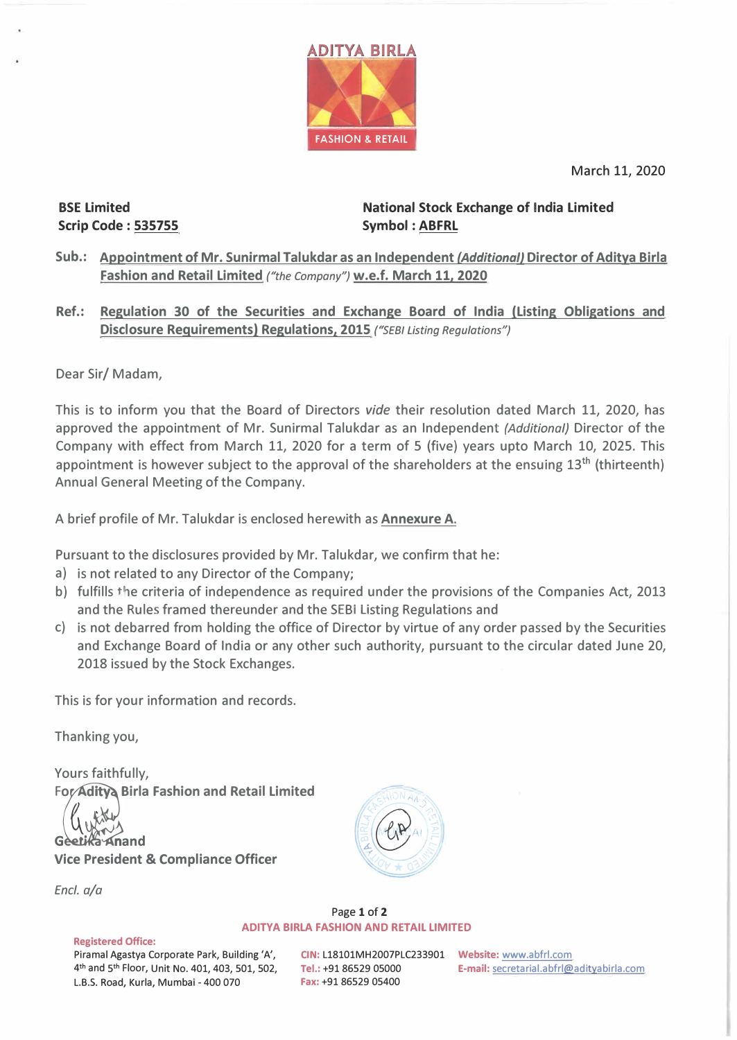ADITYA BIRLA
FASHION & RETAIL

March 11, 2020

| **BSE Limited** | **National Stock Exchange of India Limited** |
| --- | --- |
| **Scrip Code : 535755** | **Symbol : ABFRL** |

**Sub.:** **Appointment of Mr. Sunirmal Talukdar as an Independent *(Additional)* Director of Aditya Birla Fashion and Retail Limited** *("the Company")* **w.e.f. March 11, 2020**

**Ref.:** **Regulation 30 of the Securities and Exchange Board of India (Listing Obligations and Disclosure Requirements) Regulations, 2015** *("SEBI Listing Regulations")*

Dear Sir/ Madam,

This is to inform you that the Board of Directors *vide* their resolution dated March 11, 2020, has approved the appointment of Mr. Sunirmal Talukdar as an Independent *(Additional)* Director of the Company with effect from March 11, 2020 for a term of 5 (five) years upto March 10, 2025. This appointment is however subject to the approval of the shareholders at the ensuing 13th (thirteenth) Annual General Meeting of the Company.

A brief profile of Mr. Talukdar is enclosed herewith as **Annexure A**.

Pursuant to the disclosures provided by Mr. Talukdar, we confirm that he:

a) is not related to any Director of the Company;
b) fulfills the criteria of independence as required under the provisions of the Companies Act, 2013 and the Rules framed thereunder and the SEBI Listing Regulations and
c) is not debarred from holding the office of Director by virtue of any order passed by the Securities and Exchange Board of India or any other such authority, pursuant to the circular dated June 20, 2018 issued by the Stock Exchanges.

This is for your information and records.

Thanking you,

Yours faithfully,
**For Aditya Birla Fashion and Retail Limited**

**Geetika Anand**
**Vice President & Compliance Officer**

*Encl. a/a*

**ADITYA BIRLA FASHION AND RETAIL LIMITED**

**Registered Office:**
Piramal Agastya Corporate Park, Building 'A', 4th and 5th Floor, Unit No. 401, 403, 501, 502, L.B.S. Road, Kurla, Mumbai - 400 070

**CIN:** L18101MH2007PLC233901
**Tel.:** +91 86529 05000
**Fax:** +91 86529 05400

**Website:** www.abfrl.com
**E-mail:** secretarial.abfrl@adityabirla.com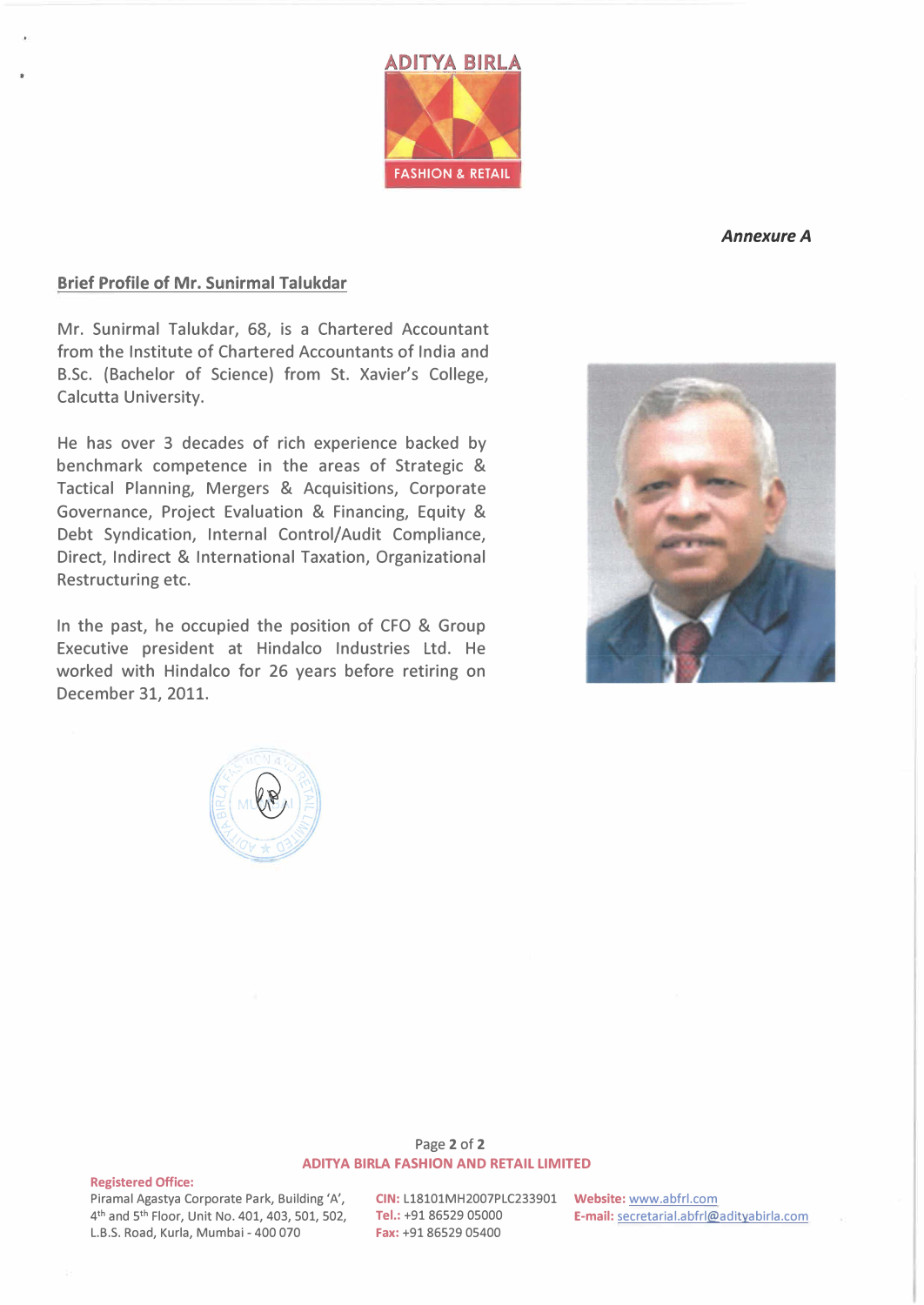*Annexure A*

**Brief Profile of Mr. Sunirmal Talukdar**

Mr. Sunirmal Talukdar, 68, is a Chartered Accountant from the Institute of Chartered Accountants of India and B.Sc. (Bachelor of Science) from St. Xavier's College, Calcutta University.

He has over 3 decades of rich experience backed by benchmark competence in the areas of Strategic & Tactical Planning, Mergers & Acquisitions, Corporate Governance, Project Evaluation & Financing, Equity & Debt Syndication, Internal Control/Audit Compliance, Direct, Indirect & International Taxation, Organizational Restructuring etc.

In the past, he occupied the position of CFO & Group Executive president at Hindalco Industries Ltd. He worked with Hindalco for 26 years before retiring on December 31, 2011.

**ADITYA BIRLA FASHION AND RETAIL LIMITED**

**Registered Office:**
Piramal Agastya Corporate Park, Building 'A', 4th and 5th Floor, Unit No. 401, 403, 501, 502, L.B.S. Road, Kurla, Mumbai - 400 070

**CIN:** L18101MH2007PLC233901
**Tel.:** +91 86529 05000
**Fax:** +91 86529 05400

**Website:** www.abfrl.com
**E-mail:** secretarial.abfrl@adityabirla.com